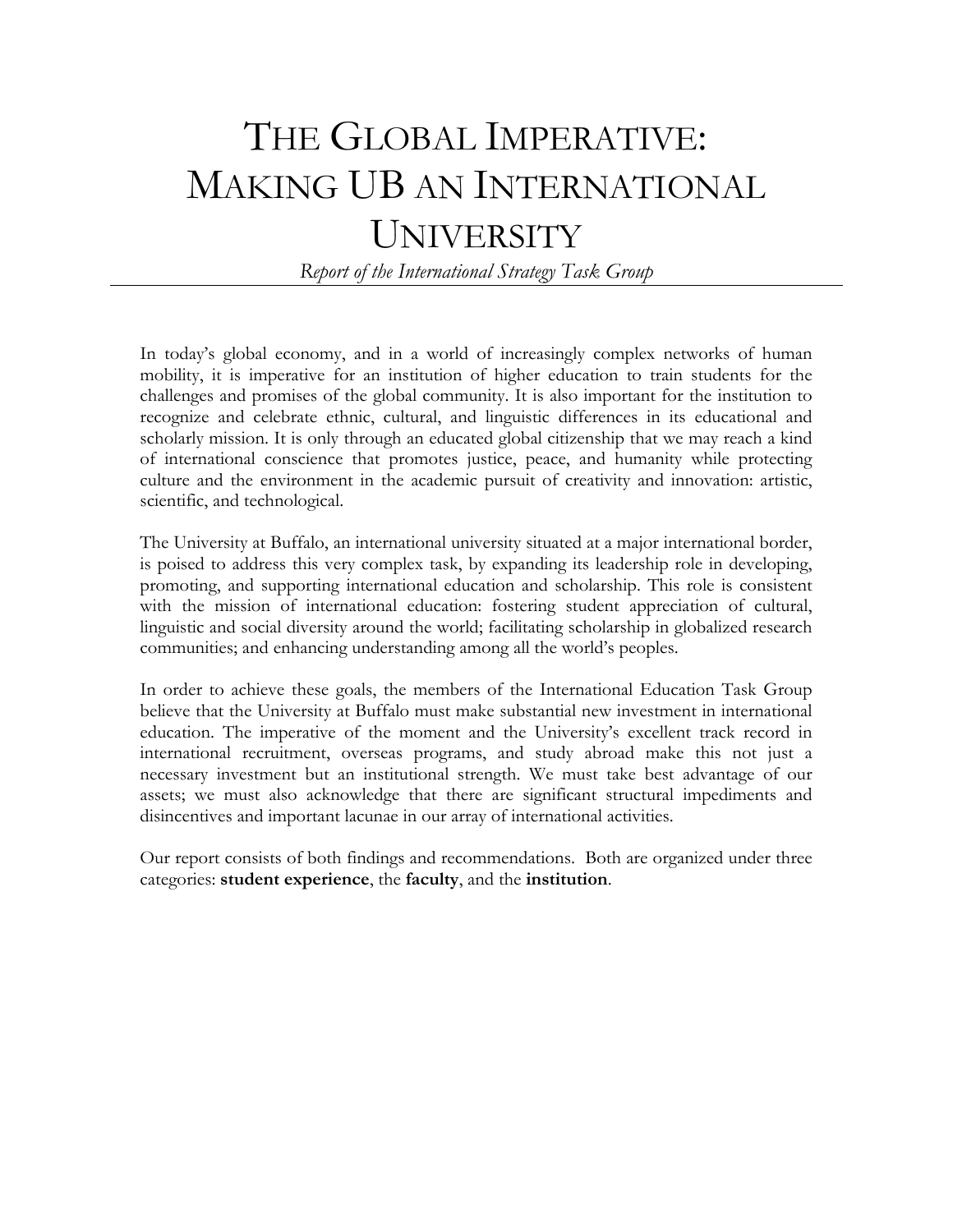# THE GLOBAL IMPERATIVE: MAKING UB AN INTERNATIONAL UNIVERSITY

*Report of the International Strategy Task Group*

---

In today's global economy, and in a world of increasingly complex networks of human mobility, it is imperative for an institution of higher education to train students for the challenges and promises of the global community. It is also important for the institution to recognize and celebrate ethnic, cultural, and linguistic differences in its educational and scholarly mission. It is only through an educated global citizenship that we may reach a kind of international conscience that promotes justice, peace, and humanity while protecting culture and the environment in the academic pursuit of creativity and innovation: artistic, scientific, and technological.

The University at Buffalo, an international university situated at a major international border, is poised to address this very complex task, by expanding its leadership role in developing, promoting, and supporting international education and scholarship. This role is consistent with the mission of international education: fostering student appreciation of cultural, linguistic and social diversity around the world; facilitating scholarship in globalized research communities; and enhancing understanding among all the world's peoples.

In order to achieve these goals, the members of the International Education Task Group believe that the University at Buffalo must make substantial new investment in international education. The imperative of the moment and the University's excellent track record in international recruitment, overseas programs, and study abroad make this not just a necessary investment but an institutional strength. We must take best advantage of our assets; we must also acknowledge that there are significant structural impediments and disincentives and important lacunae in our array of international activities.

Our report consists of both findings and recommendations. Both are organized under three categories: **student experience**, the **faculty**, and the **institution**.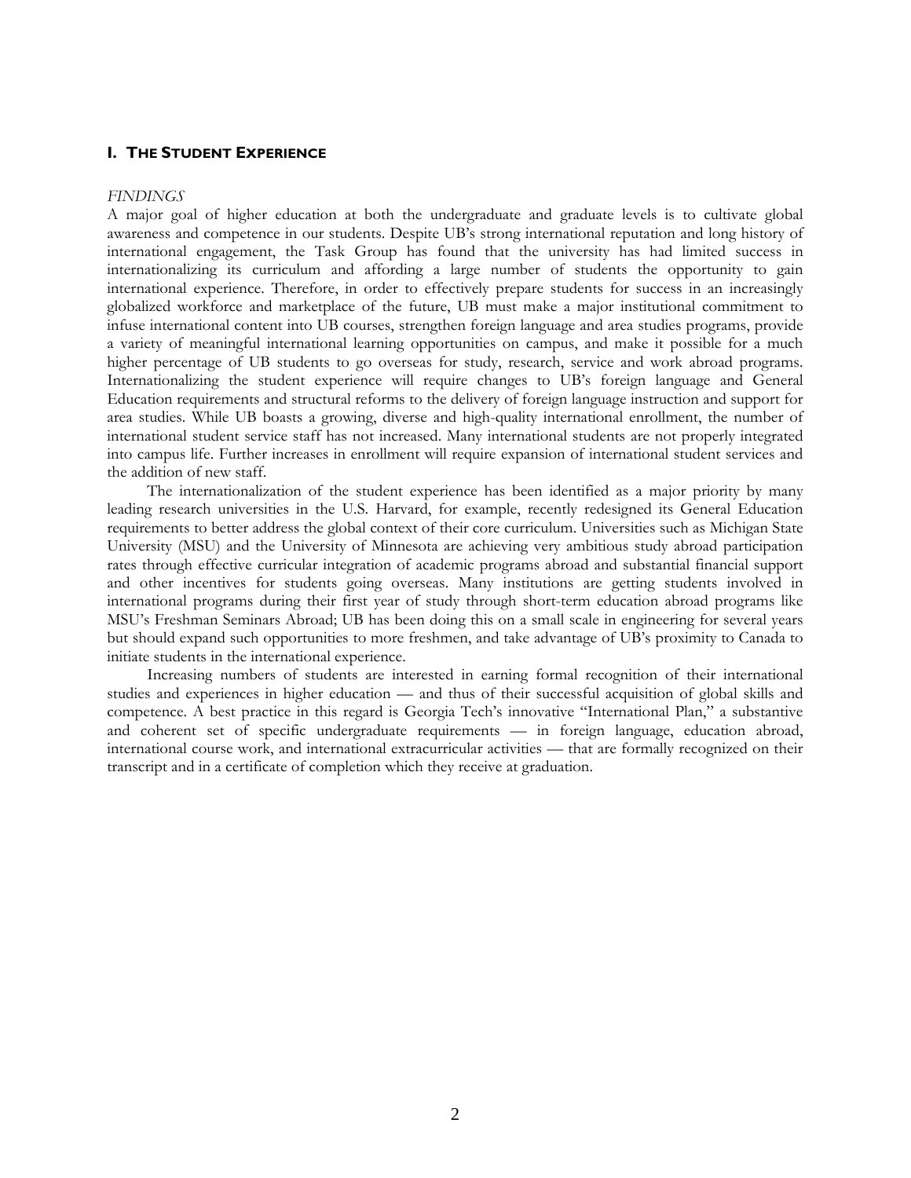## I. THE STUDENT EXPERIENCE

*FINDINGS*

A major goal of higher education at both the undergraduate and graduate levels is to cultivate global awareness and competence in our students. Despite UB's strong international reputation and long history of international engagement, the Task Group has found that the university has had limited success in internationalizing its curriculum and affording a large number of students the opportunity to gain international experience. Therefore, in order to effectively prepare students for success in an increasingly globalized workforce and marketplace of the future, UB must make a major institutional commitment to infuse international content into UB courses, strengthen foreign language and area studies programs, provide a variety of meaningful international learning opportunities on campus, and make it possible for a much higher percentage of UB students to go overseas for study, research, service and work abroad programs. Internationalizing the student experience will require changes to UB's foreign language and General Education requirements and structural reforms to the delivery of foreign language instruction and support for area studies. While UB boasts a growing, diverse and high-quality international enrollment, the number of international student service staff has not increased. Many international students are not properly integrated into campus life. Further increases in enrollment will require expansion of international student services and the addition of new staff.

The internationalization of the student experience has been identified as a major priority by many leading research universities in the U.S. Harvard, for example, recently redesigned its General Education requirements to better address the global context of their core curriculum. Universities such as Michigan State University (MSU) and the University of Minnesota are achieving very ambitious study abroad participation rates through effective curricular integration of academic programs abroad and substantial financial support and other incentives for students going overseas. Many institutions are getting students involved in international programs during their first year of study through short-term education abroad programs like MSU's Freshman Seminars Abroad; UB has been doing this on a small scale in engineering for several years but should expand such opportunities to more freshmen, and take advantage of UB's proximity to Canada to initiate students in the international experience.

Increasing numbers of students are interested in earning formal recognition of their international studies and experiences in higher education — and thus of their successful acquisition of global skills and competence. A best practice in this regard is Georgia Tech's innovative "International Plan," a substantive and coherent set of specific undergraduate requirements — in foreign language, education abroad, international course work, and international extracurricular activities — that are formally recognized on their transcript and in a certificate of completion which they receive at graduation.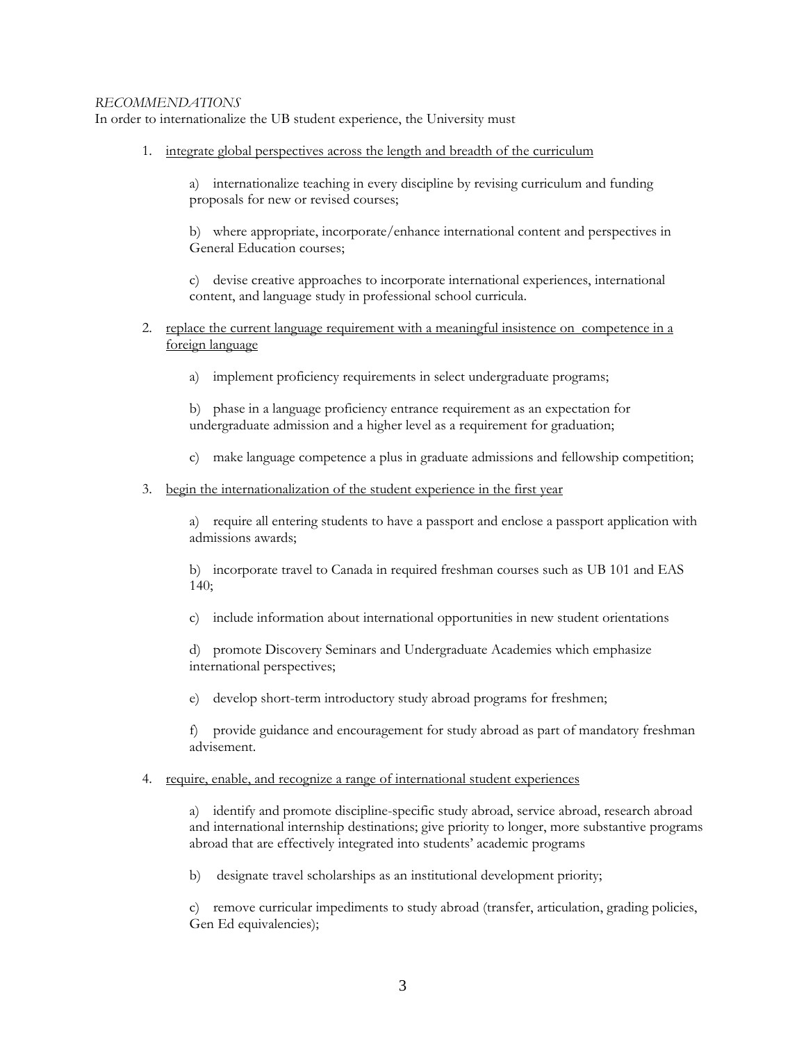*RECOMMENDATIONS*

In order to internationalize the UB student experience, the University must

1. <u>integrate global perspectives across the length and breadth of the curriculum</u>

    a) internationalize teaching in every discipline by revising curriculum and funding proposals for new or revised courses;

    b) where appropriate, incorporate/enhance international content and perspectives in General Education courses;

    c) devise creative approaches to incorporate international experiences, international content, and language study in professional school curricula.

2. <u>replace the current language requirement with a meaningful insistence on competence in a foreign language</u>

    a) implement proficiency requirements in select undergraduate programs;

    b) phase in a language proficiency entrance requirement as an expectation for undergraduate admission and a higher level as a requirement for graduation;

    c) make language competence a plus in graduate admissions and fellowship competition;

3. <u>begin the internationalization of the student experience in the first year</u>

    a) require all entering students to have a passport and enclose a passport application with admissions awards;

    b) incorporate travel to Canada in required freshman courses such as UB 101 and EAS 140;

    c) include information about international opportunities in new student orientations

    d) promote Discovery Seminars and Undergraduate Academies which emphasize international perspectives;

    e) develop short-term introductory study abroad programs for freshmen;

    f) provide guidance and encouragement for study abroad as part of mandatory freshman advisement.

4. <u>require, enable, and recognize a range of international student experiences</u>

    a) identify and promote discipline-specific study abroad, service abroad, research abroad and international internship destinations; give priority to longer, more substantive programs abroad that are effectively integrated into students' academic programs

    b) designate travel scholarships as an institutional development priority;

    c) remove curricular impediments to study abroad (transfer, articulation, grading policies, Gen Ed equivalencies);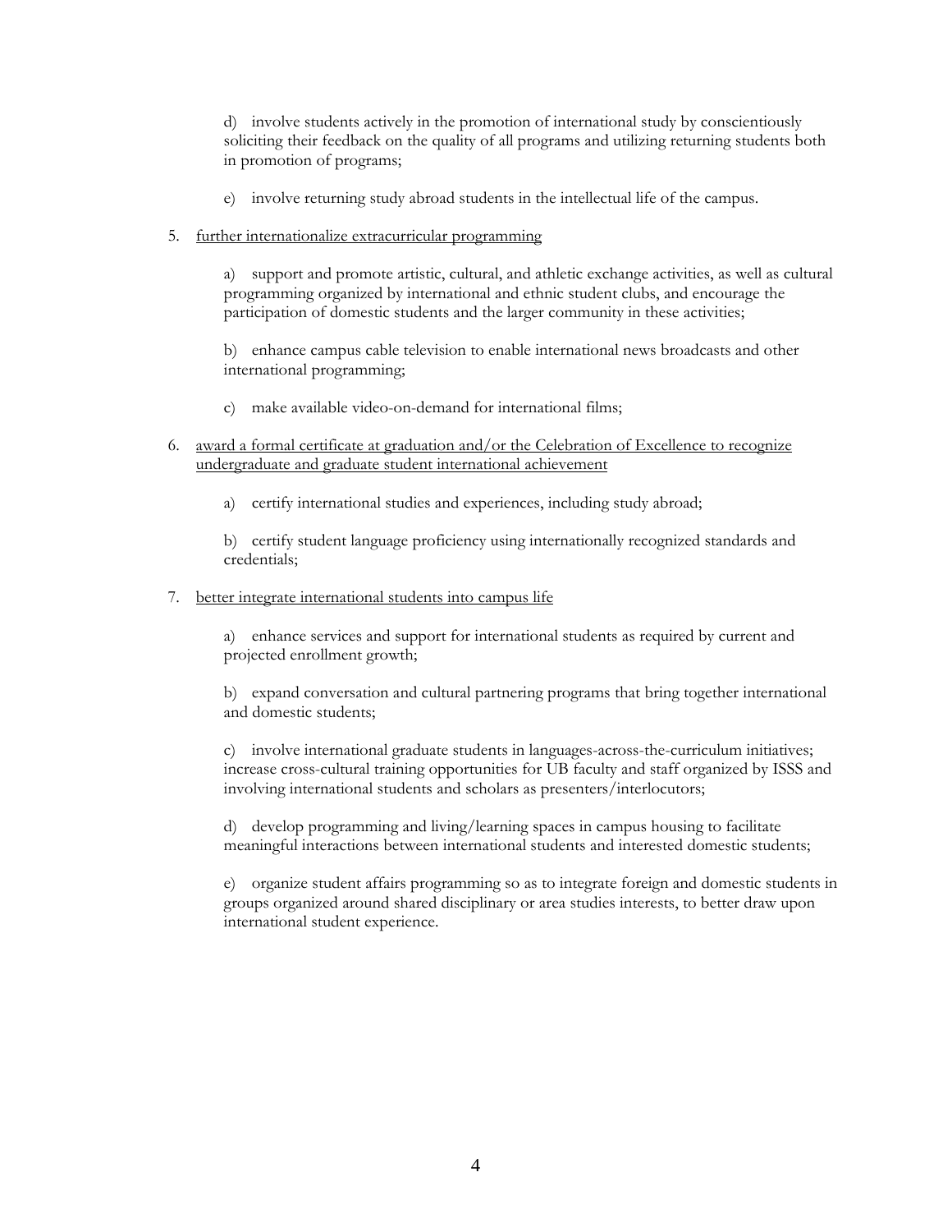d) involve students actively in the promotion of international study by conscientiously soliciting their feedback on the quality of all programs and utilizing returning students both in promotion of programs;

e) involve returning study abroad students in the intellectual life of the campus.

5. <u>further internationalize extracurricular programming</u>

    a) support and promote artistic, cultural, and athletic exchange activities, as well as cultural programming organized by international and ethnic student clubs, and encourage the participation of domestic students and the larger community in these activities;

    b) enhance campus cable television to enable international news broadcasts and other international programming;

    c) make available video-on-demand for international films;

6. <u>award a formal certificate at graduation and/or the Celebration of Excellence to recognize undergraduate and graduate student international achievement</u>

    a) certify international studies and experiences, including study abroad;

    b) certify student language proficiency using internationally recognized standards and credentials;

7. <u>better integrate international students into campus life</u>

    a) enhance services and support for international students as required by current and projected enrollment growth;

    b) expand conversation and cultural partnering programs that bring together international and domestic students;

    c) involve international graduate students in languages-across-the-curriculum initiatives; increase cross-cultural training opportunities for UB faculty and staff organized by ISSS and involving international students and scholars as presenters/interlocutors;

    d) develop programming and living/learning spaces in campus housing to facilitate meaningful interactions between international students and interested domestic students;

    e) organize student affairs programming so as to integrate foreign and domestic students in groups organized around shared disciplinary or area studies interests, to better draw upon international student experience.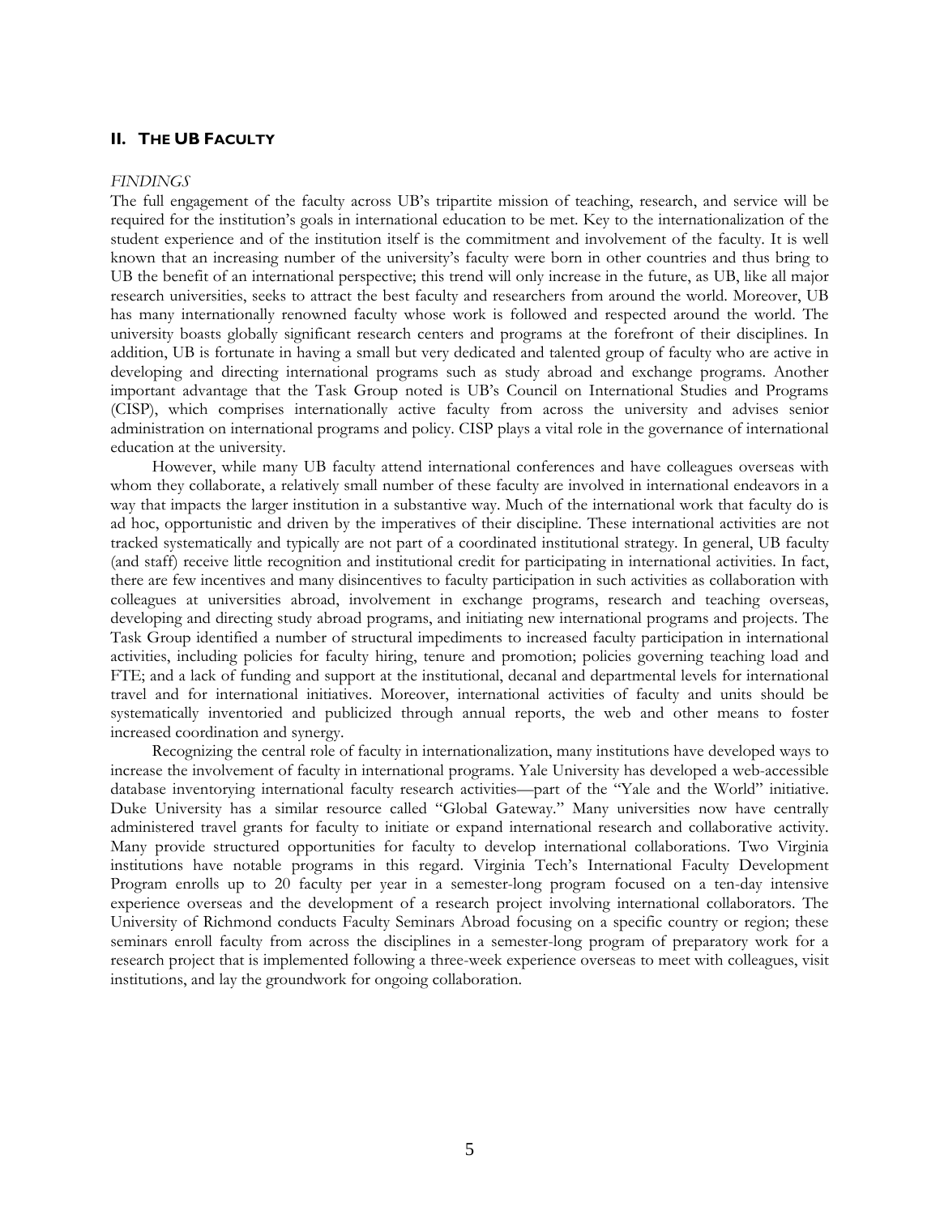## II. The UB Faculty

*FINDINGS*

The full engagement of the faculty across UB's tripartite mission of teaching, research, and service will be required for the institution's goals in international education to be met. Key to the internationalization of the student experience and of the institution itself is the commitment and involvement of the faculty. It is well known that an increasing number of the university's faculty were born in other countries and thus bring to UB the benefit of an international perspective; this trend will only increase in the future, as UB, like all major research universities, seeks to attract the best faculty and researchers from around the world. Moreover, UB has many internationally renowned faculty whose work is followed and respected around the world. The university boasts globally significant research centers and programs at the forefront of their disciplines. In addition, UB is fortunate in having a small but very dedicated and talented group of faculty who are active in developing and directing international programs such as study abroad and exchange programs. Another important advantage that the Task Group noted is UB's Council on International Studies and Programs (CISP), which comprises internationally active faculty from across the university and advises senior administration on international programs and policy. CISP plays a vital role in the governance of international education at the university.

However, while many UB faculty attend international conferences and have colleagues overseas with whom they collaborate, a relatively small number of these faculty are involved in international endeavors in a way that impacts the larger institution in a substantive way. Much of the international work that faculty do is ad hoc, opportunistic and driven by the imperatives of their discipline. These international activities are not tracked systematically and typically are not part of a coordinated institutional strategy. In general, UB faculty (and staff) receive little recognition and institutional credit for participating in international activities. In fact, there are few incentives and many disincentives to faculty participation in such activities as collaboration with colleagues at universities abroad, involvement in exchange programs, research and teaching overseas, developing and directing study abroad programs, and initiating new international programs and projects. The Task Group identified a number of structural impediments to increased faculty participation in international activities, including policies for faculty hiring, tenure and promotion; policies governing teaching load and FTE; and a lack of funding and support at the institutional, decanal and departmental levels for international travel and for international initiatives. Moreover, international activities of faculty and units should be systematically inventoried and publicized through annual reports, the web and other means to foster increased coordination and synergy.

Recognizing the central role of faculty in internationalization, many institutions have developed ways to increase the involvement of faculty in international programs. Yale University has developed a web-accessible database inventorying international faculty research activities—part of the "Yale and the World" initiative. Duke University has a similar resource called "Global Gateway." Many universities now have centrally administered travel grants for faculty to initiate or expand international research and collaborative activity. Many provide structured opportunities for faculty to develop international collaborations. Two Virginia institutions have notable programs in this regard. Virginia Tech's International Faculty Development Program enrolls up to 20 faculty per year in a semester-long program focused on a ten-day intensive experience overseas and the development of a research project involving international collaborators. The University of Richmond conducts Faculty Seminars Abroad focusing on a specific country or region; these seminars enroll faculty from across the disciplines in a semester-long program of preparatory work for a research project that is implemented following a three-week experience overseas to meet with colleagues, visit institutions, and lay the groundwork for ongoing collaboration.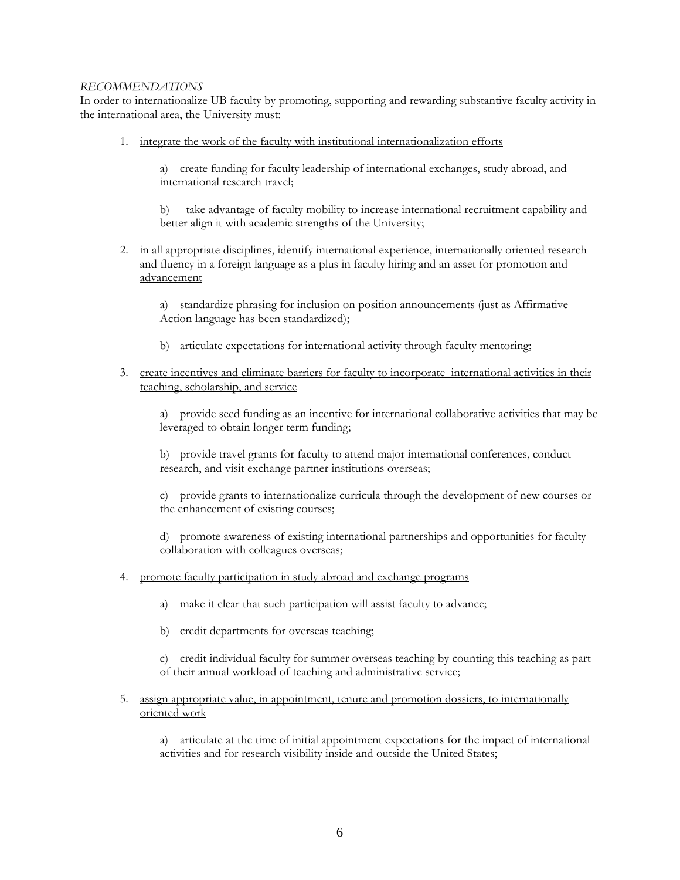*RECOMMENDATIONS*

In order to internationalize UB faculty by promoting, supporting and rewarding substantive faculty activity in the international area, the University must:

1. <u>integrate the work of the faculty with institutional internationalization efforts</u>

   a) create funding for faculty leadership of international exchanges, study abroad, and international research travel;

   b) take advantage of faculty mobility to increase international recruitment capability and better align it with academic strengths of the University;

2. <u>in all appropriate disciplines, identify international experience, internationally oriented research and fluency in a foreign language as a plus in faculty hiring and an asset for promotion and advancement</u>

   a) standardize phrasing for inclusion on position announcements (just as Affirmative Action language has been standardized);

   b) articulate expectations for international activity through faculty mentoring;

3. <u>create incentives and eliminate barriers for faculty to incorporate international activities in their teaching, scholarship, and service</u>

   a) provide seed funding as an incentive for international collaborative activities that may be leveraged to obtain longer term funding;

   b) provide travel grants for faculty to attend major international conferences, conduct research, and visit exchange partner institutions overseas;

   c) provide grants to internationalize curricula through the development of new courses or the enhancement of existing courses;

   d) promote awareness of existing international partnerships and opportunities for faculty collaboration with colleagues overseas;

4. <u>promote faculty participation in study abroad and exchange programs</u>

   a) make it clear that such participation will assist faculty to advance;

   b) credit departments for overseas teaching;

   c) credit individual faculty for summer overseas teaching by counting this teaching as part of their annual workload of teaching and administrative service;

5. <u>assign appropriate value, in appointment, tenure and promotion dossiers, to internationally oriented work</u>

   a) articulate at the time of initial appointment expectations for the impact of international activities and for research visibility inside and outside the United States;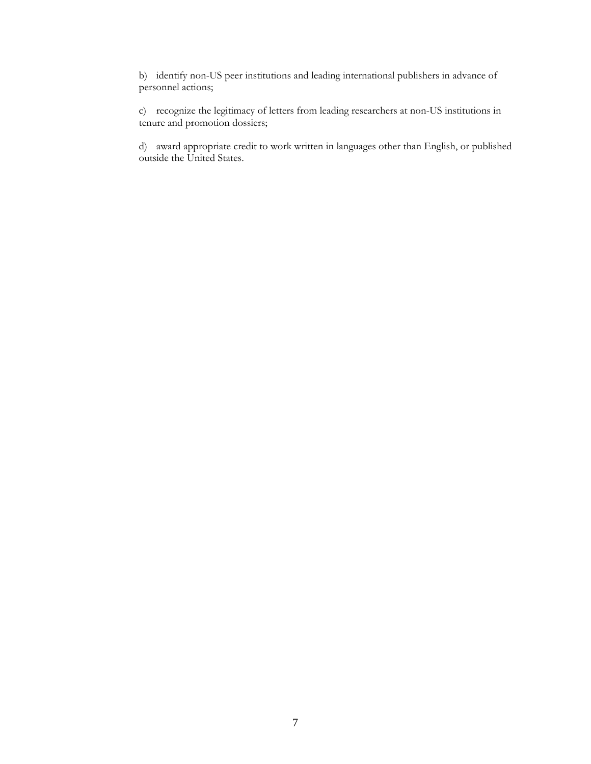b) identify non-US peer institutions and leading international publishers in advance of personnel actions;

c) recognize the legitimacy of letters from leading researchers at non-US institutions in tenure and promotion dossiers;

d) award appropriate credit to work written in languages other than English, or published outside the United States.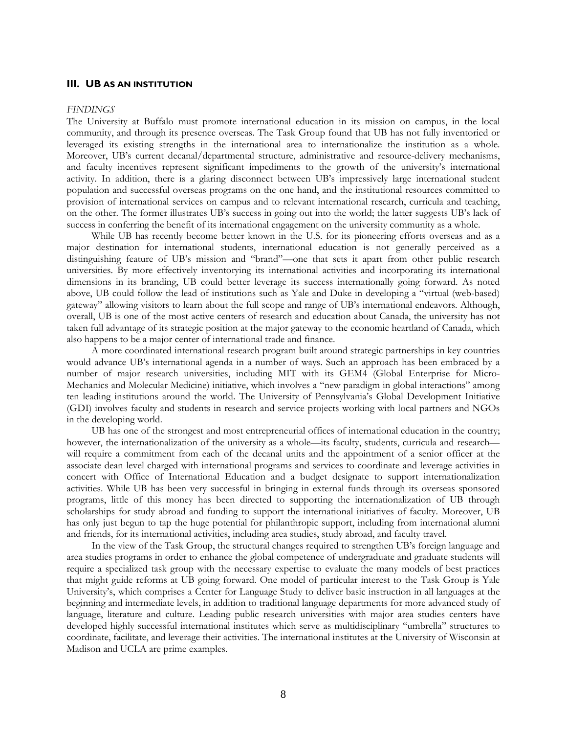## III. UB AS AN INSTITUTION

*FINDINGS*

The University at Buffalo must promote international education in its mission on campus, in the local community, and through its presence overseas. The Task Group found that UB has not fully inventoried or leveraged its existing strengths in the international area to internationalize the institution as a whole. Moreover, UB's current decanal/departmental structure, administrative and resource-delivery mechanisms, and faculty incentives represent significant impediments to the growth of the university's international activity. In addition, there is a glaring disconnect between UB's impressively large international student population and successful overseas programs on the one hand, and the institutional resources committed to provision of international services on campus and to relevant international research, curricula and teaching, on the other. The former illustrates UB's success in going out into the world; the latter suggests UB's lack of success in conferring the benefit of its international engagement on the university community as a whole.

While UB has recently become better known in the U.S. for its pioneering efforts overseas and as a major destination for international students, international education is not generally perceived as a distinguishing feature of UB's mission and "brand"—one that sets it apart from other public research universities. By more effectively inventorying its international activities and incorporating its international dimensions in its branding, UB could better leverage its success internationally going forward. As noted above, UB could follow the lead of institutions such as Yale and Duke in developing a "virtual (web-based) gateway" allowing visitors to learn about the full scope and range of UB's international endeavors. Although, overall, UB is one of the most active centers of research and education about Canada, the university has not taken full advantage of its strategic position at the major gateway to the economic heartland of Canada, which also happens to be a major center of international trade and finance.

A more coordinated international research program built around strategic partnerships in key countries would advance UB's international agenda in a number of ways. Such an approach has been embraced by a number of major research universities, including MIT with its GEM4 (Global Enterprise for Micro-Mechanics and Molecular Medicine) initiative, which involves a "new paradigm in global interactions" among ten leading institutions around the world. The University of Pennsylvania's Global Development Initiative (GDI) involves faculty and students in research and service projects working with local partners and NGOs in the developing world.

UB has one of the strongest and most entrepreneurial offices of international education in the country; however, the internationalization of the university as a whole—its faculty, students, curricula and research—will require a commitment from each of the decanal units and the appointment of a senior officer at the associate dean level charged with international programs and services to coordinate and leverage activities in concert with Office of International Education and a budget designate to support internationalization activities. While UB has been very successful in bringing in external funds through its overseas sponsored programs, little of this money has been directed to supporting the internationalization of UB through scholarships for study abroad and funding to support the international initiatives of faculty. Moreover, UB has only just begun to tap the huge potential for philanthropic support, including from international alumni and friends, for its international activities, including area studies, study abroad, and faculty travel.

In the view of the Task Group, the structural changes required to strengthen UB's foreign language and area studies programs in order to enhance the global competence of undergraduate and graduate students will require a specialized task group with the necessary expertise to evaluate the many models of best practices that might guide reforms at UB going forward. One model of particular interest to the Task Group is Yale University's, which comprises a Center for Language Study to deliver basic instruction in all languages at the beginning and intermediate levels, in addition to traditional language departments for more advanced study of language, literature and culture. Leading public research universities with major area studies centers have developed highly successful international institutes which serve as multidisciplinary "umbrella" structures to coordinate, facilitate, and leverage their activities. The international institutes at the University of Wisconsin at Madison and UCLA are prime examples.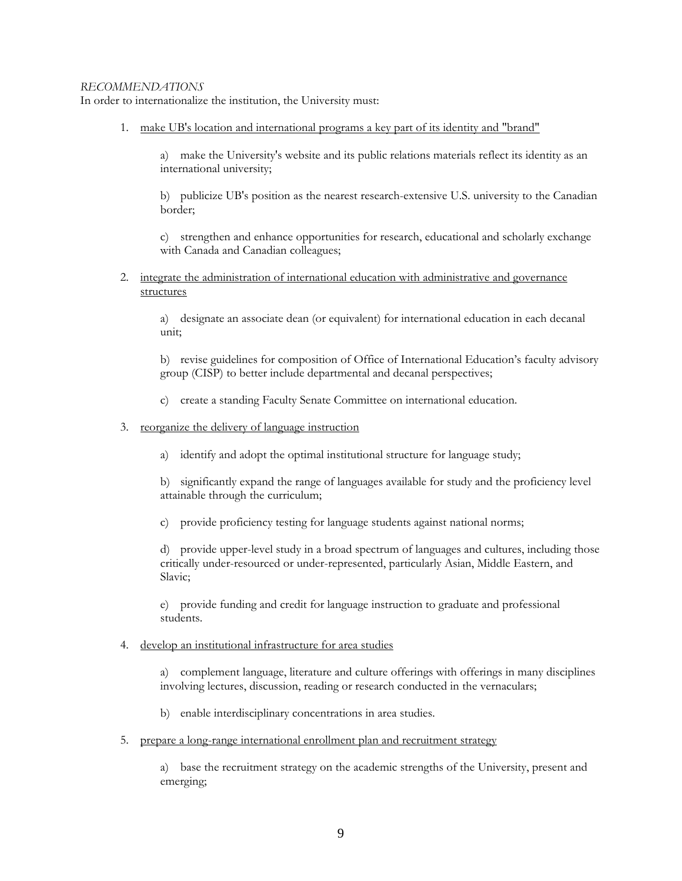*RECOMMENDATIONS*

In order to internationalize the institution, the University must:

1. <u>make UB's location and international programs a key part of its identity and "brand"</u>

   a) make the University's website and its public relations materials reflect its identity as an international university;

   b) publicize UB's position as the nearest research-extensive U.S. university to the Canadian border;

   c) strengthen and enhance opportunities for research, educational and scholarly exchange with Canada and Canadian colleagues;

2. <u>integrate the administration of international education with administrative and governance structures</u>

   a) designate an associate dean (or equivalent) for international education in each decanal unit;

   b) revise guidelines for composition of Office of International Education's faculty advisory group (CISP) to better include departmental and decanal perspectives;

   c) create a standing Faculty Senate Committee on international education.

3. <u>reorganize the delivery of language instruction</u>

   a) identify and adopt the optimal institutional structure for language study;

   b) significantly expand the range of languages available for study and the proficiency level attainable through the curriculum;

   c) provide proficiency testing for language students against national norms;

   d) provide upper-level study in a broad spectrum of languages and cultures, including those critically under-resourced or under-represented, particularly Asian, Middle Eastern, and Slavic;

   e) provide funding and credit for language instruction to graduate and professional students.

4. <u>develop an institutional infrastructure for area studies</u>

   a) complement language, literature and culture offerings with offerings in many disciplines involving lectures, discussion, reading or research conducted in the vernaculars;

   b) enable interdisciplinary concentrations in area studies.

5. <u>prepare a long-range international enrollment plan and recruitment strategy</u>

   a) base the recruitment strategy on the academic strengths of the University, present and emerging;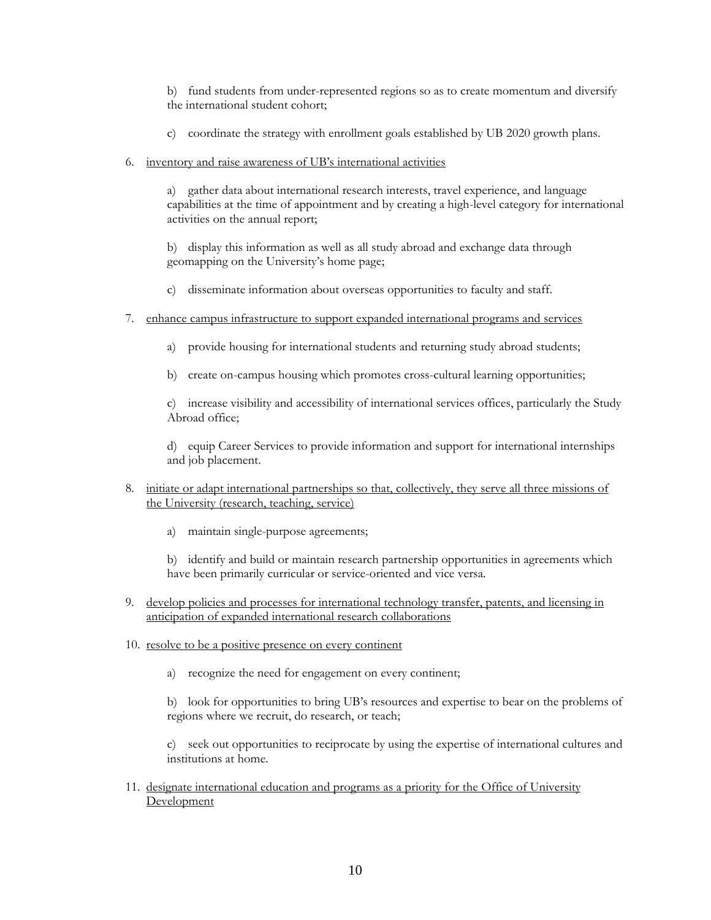b) fund students from under-represented regions so as to create momentum and diversify the international student cohort;

c) coordinate the strategy with enrollment goals established by UB 2020 growth plans.

6. <u>inventory and raise awareness of UB's international activities</u>

   a) gather data about international research interests, travel experience, and language capabilities at the time of appointment and by creating a high-level category for international activities on the annual report;

   b) display this information as well as all study abroad and exchange data through geomapping on the University's home page;

   c) disseminate information about overseas opportunities to faculty and staff.

7. <u>enhance campus infrastructure to support expanded international programs and services</u>

   a) provide housing for international students and returning study abroad students;

   b) create on-campus housing which promotes cross-cultural learning opportunities;

   c) increase visibility and accessibility of international services offices, particularly the Study Abroad office;

   d) equip Career Services to provide information and support for international internships and job placement.

8. <u>initiate or adapt international partnerships so that, collectively, they serve all three missions of the University (research, teaching, service)</u>

   a) maintain single-purpose agreements;

   b) identify and build or maintain research partnership opportunities in agreements which have been primarily curricular or service-oriented and vice versa.

9. <u>develop policies and processes for international technology transfer, patents, and licensing in anticipation of expanded international research collaborations</u>

10. <u>resolve to be a positive presence on every continent</u>

    a) recognize the need for engagement on every continent;

    b) look for opportunities to bring UB's resources and expertise to bear on the problems of regions where we recruit, do research, or teach;

    c) seek out opportunities to reciprocate by using the expertise of international cultures and institutions at home.

11. <u>designate international education and programs as a priority for the Office of University Development</u>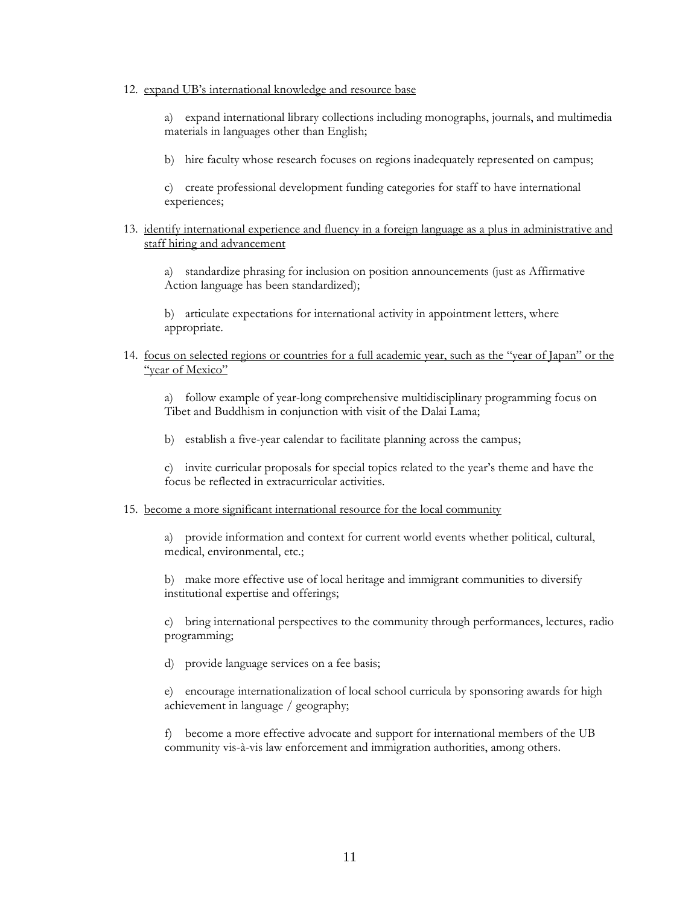12. <u>expand UB's international knowledge and resource base</u>

    a) expand international library collections including monographs, journals, and multimedia materials in languages other than English;

    b) hire faculty whose research focuses on regions inadequately represented on campus;

    c) create professional development funding categories for staff to have international experiences;

13. <u>identify international experience and fluency in a foreign language as a plus in administrative and staff hiring and advancement</u>

    a) standardize phrasing for inclusion on position announcements (just as Affirmative Action language has been standardized);

    b) articulate expectations for international activity in appointment letters, where appropriate.

14. <u>focus on selected regions or countries for a full academic year, such as the "year of Japan" or the "year of Mexico"</u>

    a) follow example of year-long comprehensive multidisciplinary programming focus on Tibet and Buddhism in conjunction with visit of the Dalai Lama;

    b) establish a five-year calendar to facilitate planning across the campus;

    c) invite curricular proposals for special topics related to the year's theme and have the focus be reflected in extracurricular activities.

15. <u>become a more significant international resource for the local community</u>

    a) provide information and context for current world events whether political, cultural, medical, environmental, etc.;

    b) make more effective use of local heritage and immigrant communities to diversify institutional expertise and offerings;

    c) bring international perspectives to the community through performances, lectures, radio programming;

    d) provide language services on a fee basis;

    e) encourage internationalization of local school curricula by sponsoring awards for high achievement in language / geography;

    f) become a more effective advocate and support for international members of the UB community vis-à-vis law enforcement and immigration authorities, among others.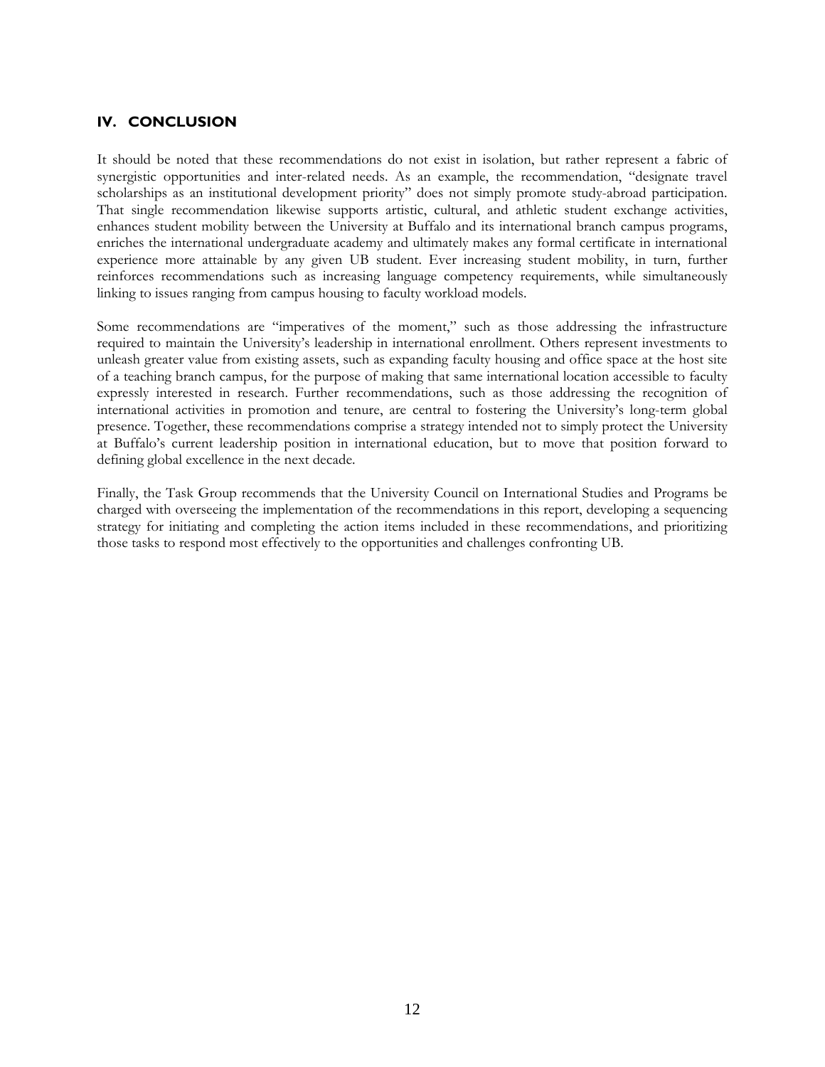## IV. CONCLUSION

It should be noted that these recommendations do not exist in isolation, but rather represent a fabric of synergistic opportunities and inter-related needs. As an example, the recommendation, "designate travel scholarships as an institutional development priority" does not simply promote study-abroad participation. That single recommendation likewise supports artistic, cultural, and athletic student exchange activities, enhances student mobility between the University at Buffalo and its international branch campus programs, enriches the international undergraduate academy and ultimately makes any formal certificate in international experience more attainable by any given UB student. Ever increasing student mobility, in turn, further reinforces recommendations such as increasing language competency requirements, while simultaneously linking to issues ranging from campus housing to faculty workload models.

Some recommendations are "imperatives of the moment," such as those addressing the infrastructure required to maintain the University's leadership in international enrollment. Others represent investments to unleash greater value from existing assets, such as expanding faculty housing and office space at the host site of a teaching branch campus, for the purpose of making that same international location accessible to faculty expressly interested in research. Further recommendations, such as those addressing the recognition of international activities in promotion and tenure, are central to fostering the University's long-term global presence. Together, these recommendations comprise a strategy intended not to simply protect the University at Buffalo's current leadership position in international education, but to move that position forward to defining global excellence in the next decade.

Finally, the Task Group recommends that the University Council on International Studies and Programs be charged with overseeing the implementation of the recommendations in this report, developing a sequencing strategy for initiating and completing the action items included in these recommendations, and prioritizing those tasks to respond most effectively to the opportunities and challenges confronting UB.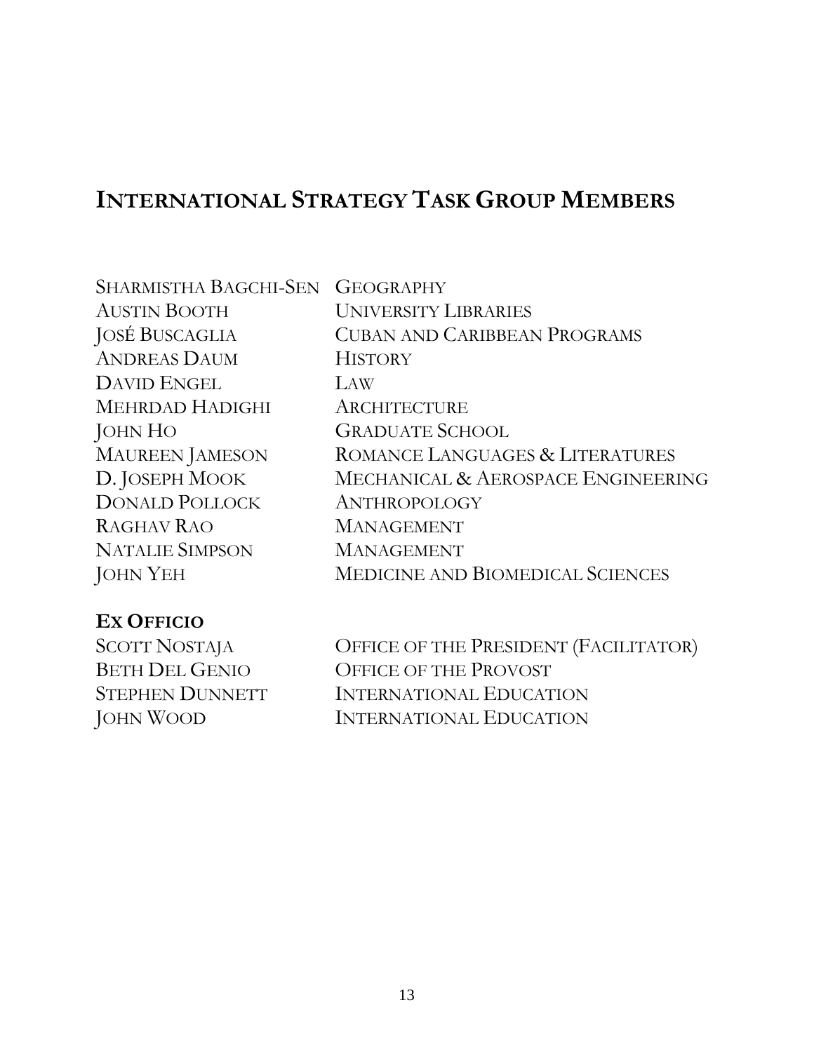# International Strategy Task Group Members

| | |
|---|---|
| Sharmistha Bagchi-Sen | Geography |
| Austin Booth | University Libraries |
| José Buscaglia | Cuban and Caribbean Programs |
| Andreas Daum | History |
| David Engel | Law |
| Mehrdad Hadighi | Architecture |
| John Ho | Graduate School |
| Maureen Jameson | Romance Languages & Literatures |
| D. Joseph Mook | Mechanical & Aerospace Engineering |
| Donald Pollock | Anthropology |
| Raghav Rao | Management |
| Natalie Simpson | Management |
| John Yeh | Medicine and Biomedical Sciences |

**Ex Officio**

| | |
|---|---|
| Scott Nostaja | Office of the President (Facilitator) |
| Beth Del Genio | Office of the Provost |
| Stephen Dunnett | International Education |
| John Wood | International Education |